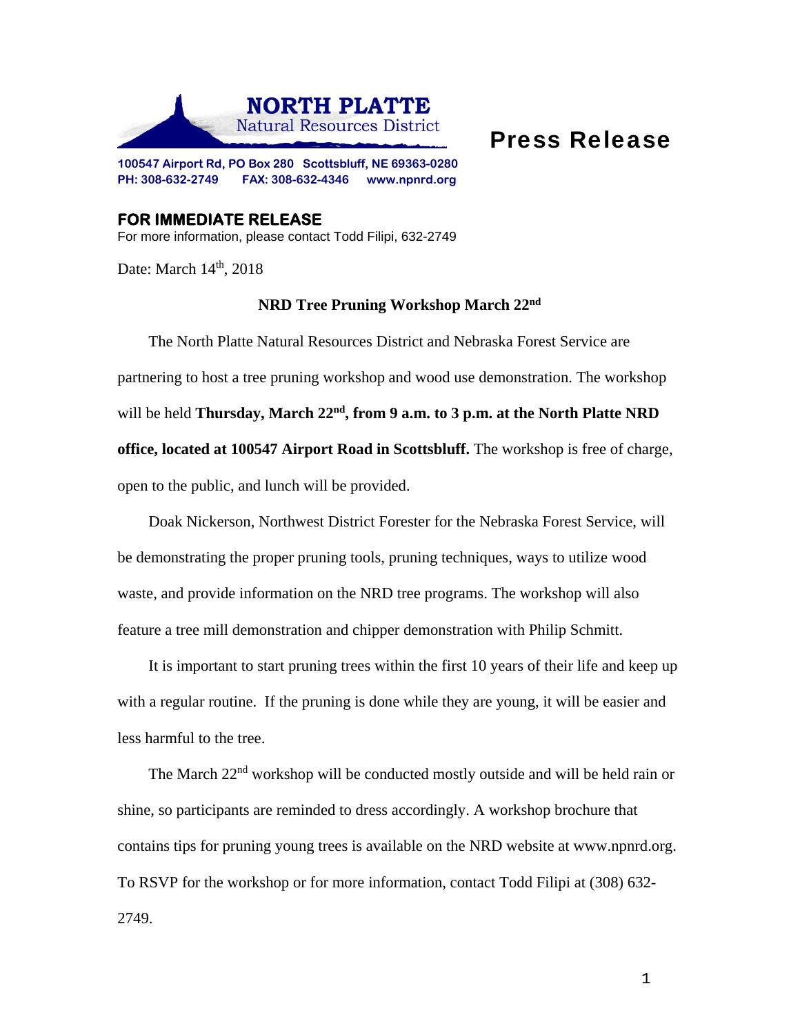**NORTH PLATTE**
Natural Resources District

# Press Release

**100547 Airport Rd, PO Box 280 Scottsbluff, NE 69363-0280**
**PH: 308-632-2749 FAX: 308-632-4346 www.npnrd.org**

**FOR IMMEDIATE RELEASE**
For more information, please contact Todd Filipi, 632-2749

Date: March 14th, 2018

**NRD Tree Pruning Workshop March 22nd**

The North Platte Natural Resources District and Nebraska Forest Service are partnering to host a tree pruning workshop and wood use demonstration. The workshop will be held **Thursday, March 22nd, from 9 a.m. to 3 p.m. at the North Platte NRD office, located at 100547 Airport Road in Scottsbluff.** The workshop is free of charge, open to the public, and lunch will be provided.

Doak Nickerson, Northwest District Forester for the Nebraska Forest Service, will be demonstrating the proper pruning tools, pruning techniques, ways to utilize wood waste, and provide information on the NRD tree programs. The workshop will also feature a tree mill demonstration and chipper demonstration with Philip Schmitt.

It is important to start pruning trees within the first 10 years of their life and keep up with a regular routine. If the pruning is done while they are young, it will be easier and less harmful to the tree.

The March 22nd workshop will be conducted mostly outside and will be held rain or shine, so participants are reminded to dress accordingly. A workshop brochure that contains tips for pruning young trees is available on the NRD website at www.npnrd.org. To RSVP for the workshop or for more information, contact Todd Filipi at (308) 632-2749.